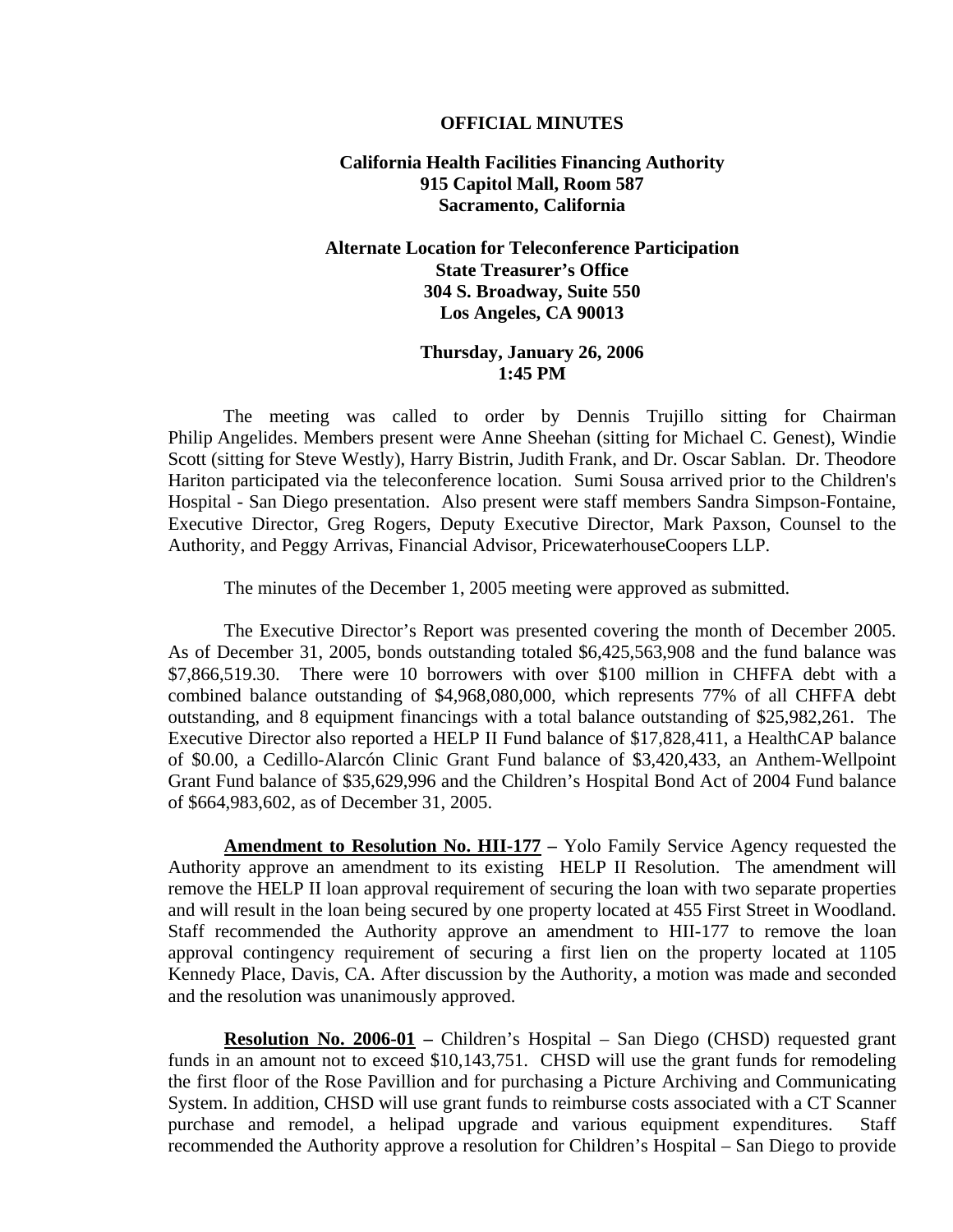**OFFICIAL MINUTES**

**California Health Facilities Financing Authority**
**915 Capitol Mall, Room 587**
**Sacramento, California**

**Alternate Location for Teleconference Participation**
**State Treasurer's Office**
**304 S. Broadway, Suite 550**
**Los Angeles, CA 90013**

**Thursday, January 26, 2006**
**1:45 PM**

The meeting was called to order by Dennis Trujillo sitting for Chairman Philip Angelides. Members present were Anne Sheehan (sitting for Michael C. Genest), Windie Scott (sitting for Steve Westly), Harry Bistrin, Judith Frank, and Dr. Oscar Sablan. Dr. Theodore Hariton participated via the teleconference location. Sumi Sousa arrived prior to the Children's Hospital - San Diego presentation. Also present were staff members Sandra Simpson-Fontaine, Executive Director, Greg Rogers, Deputy Executive Director, Mark Paxson, Counsel to the Authority, and Peggy Arrivas, Financial Advisor, PricewaterhouseCoopers LLP.

The minutes of the December 1, 2005 meeting were approved as submitted.

The Executive Director's Report was presented covering the month of December 2005. As of December 31, 2005, bonds outstanding totaled $6,425,563,908 and the fund balance was $7,866,519.30. There were 10 borrowers with over $100 million in CHFFA debt with a combined balance outstanding of $4,968,080,000, which represents 77% of all CHFFA debt outstanding, and 8 equipment financings with a total balance outstanding of $25,982,261. The Executive Director also reported a HELP II Fund balance of $17,828,411, a HealthCAP balance of $0.00, a Cedillo-Alarcón Clinic Grant Fund balance of $3,420,433, an Anthem-Wellpoint Grant Fund balance of $35,629,996 and the Children's Hospital Bond Act of 2004 Fund balance of $664,983,602, as of December 31, 2005.

**Amendment to Resolution No. HII-177 –** Yolo Family Service Agency requested the Authority approve an amendment to its existing HELP II Resolution. The amendment will remove the HELP II loan approval requirement of securing the loan with two separate properties and will result in the loan being secured by one property located at 455 First Street in Woodland. Staff recommended the Authority approve an amendment to HII-177 to remove the loan approval contingency requirement of securing a first lien on the property located at 1105 Kennedy Place, Davis, CA. After discussion by the Authority, a motion was made and seconded and the resolution was unanimously approved.

**Resolution No. 2006-01 –** Children's Hospital – San Diego (CHSD) requested grant funds in an amount not to exceed $10,143,751. CHSD will use the grant funds for remodeling the first floor of the Rose Pavillion and for purchasing a Picture Archiving and Communicating System. In addition, CHSD will use grant funds to reimburse costs associated with a CT Scanner purchase and remodel, a helipad upgrade and various equipment expenditures. Staff recommended the Authority approve a resolution for Children's Hospital – San Diego to provide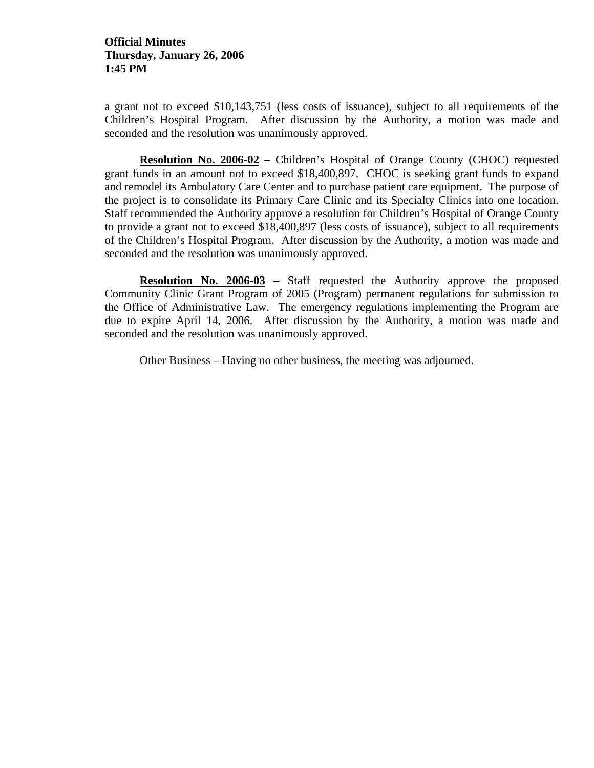a grant not to exceed $10,143,751 (less costs of issuance), subject to all requirements of the Children's Hospital Program. After discussion by the Authority, a motion was made and seconded and the resolution was unanimously approved.

**Resolution No. 2006-02 –** Children's Hospital of Orange County (CHOC) requested grant funds in an amount not to exceed $18,400,897. CHOC is seeking grant funds to expand and remodel its Ambulatory Care Center and to purchase patient care equipment. The purpose of the project is to consolidate its Primary Care Clinic and its Specialty Clinics into one location. Staff recommended the Authority approve a resolution for Children's Hospital of Orange County to provide a grant not to exceed $18,400,897 (less costs of issuance), subject to all requirements of the Children's Hospital Program. After discussion by the Authority, a motion was made and seconded and the resolution was unanimously approved.

**Resolution No. 2006-03 –** Staff requested the Authority approve the proposed Community Clinic Grant Program of 2005 (Program) permanent regulations for submission to the Office of Administrative Law. The emergency regulations implementing the Program are due to expire April 14, 2006. After discussion by the Authority, a motion was made and seconded and the resolution was unanimously approved.

Other Business – Having no other business, the meeting was adjourned.